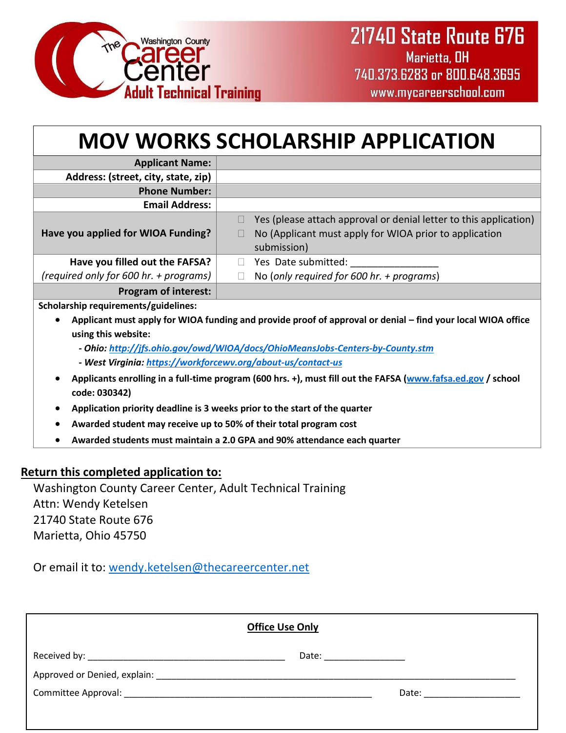The Washington County Career Center
Adult Technical Training

21740 State Route 676
Marietta, OH
740.373.6283 or 800.648.3695
www.mycareerschool.com

# MOV WORKS SCHOLARSHIP APPLICATION

| | |
|---|---|
| **Applicant Name:** | |
| **Address: (street, city, state, zip)** | |
| **Phone Number:** | |
| **Email Address:** | |
| **Have you applied for WIOA Funding?** | ☐ Yes (please attach approval or denial letter to this application)<br>☐ No (Applicant must apply for WIOA prior to application submission) |
| **Have you filled out the FAFSA?**<br>*(required only for 600 hr. + programs)* | ☐ Yes Date submitted: _______________<br>☐ No (*only required for 600 hr. + programs*) |
| **Program of interest:** | |

**Scholarship requirements/guidelines:**

- **Applicant must apply for WIOA funding and provide proof of approval or denial – find your local WIOA office using this website:**
  - ***- Ohio:*** ***http://jfs.ohio.gov/owd/WIOA/docs/OhioMeansJobs-Centers-by-County.stm***
  - ***- West Virginia:*** ***https://workforcewv.org/about-us/contact-us***
- **Applicants enrolling in a full-time program (600 hrs. +), must fill out the FAFSA (www.fafsa.ed.gov / school code: 030342)**
- **Application priority deadline is 3 weeks prior to the start of the quarter**
- **Awarded student may receive up to 50% of their total program cost**
- **Awarded students must maintain a 2.0 GPA and 90% attendance each quarter**

**Return this completed application to:**

Washington County Career Center, Adult Technical Training
Attn: Wendy Ketelsen
21740 State Route 676
Marietta, Ohio 45750

Or email it to: wendy.ketelsen@thecareercenter.net

**Office Use Only**

Received by: ______________________________________ Date: _______________

Approved or Denied, explain: ______________________________________________________________________

Committee Approval: _______________________________________________ Date: __________________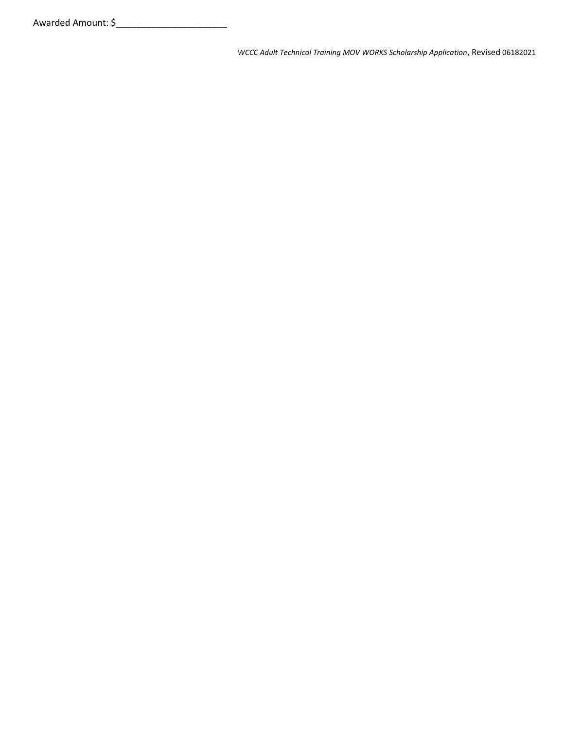Awarded Amount: $______________________